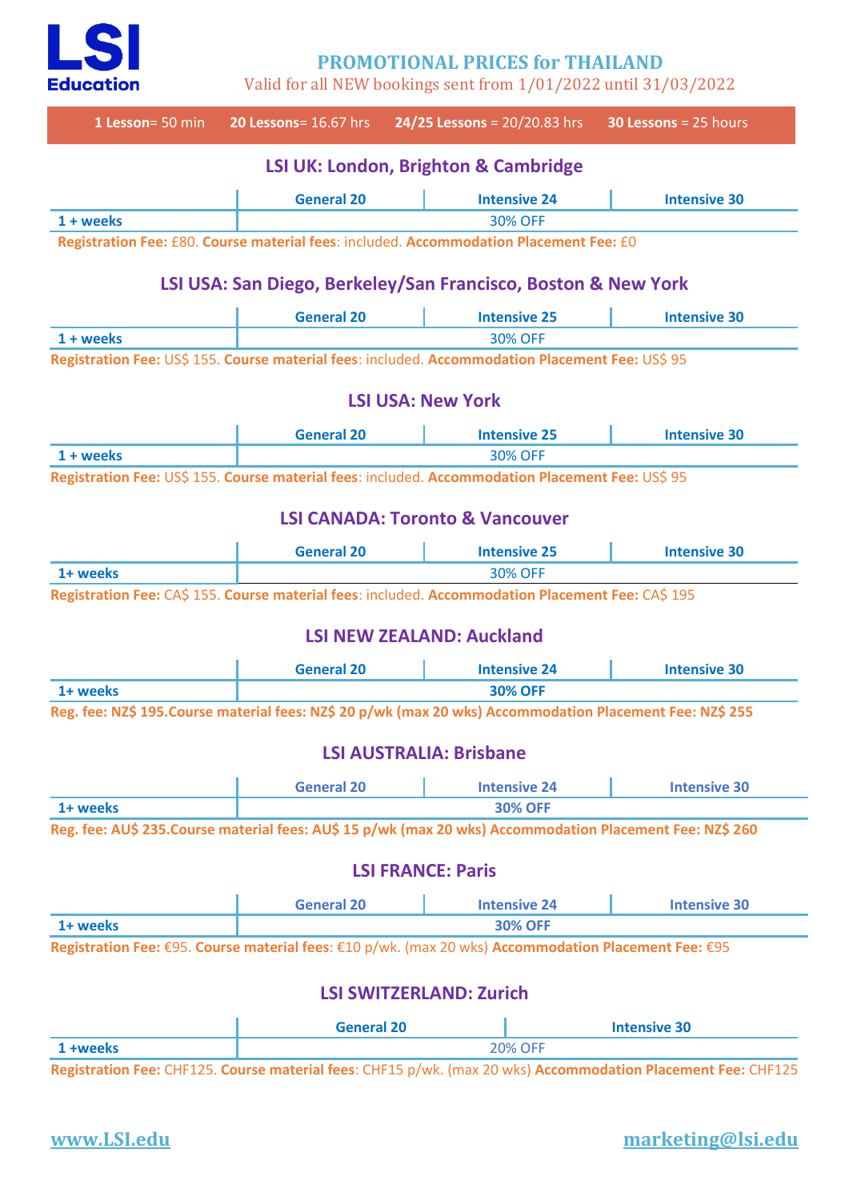# LSI Education

## PROMOTIONAL PRICES for THAILAND

Valid for all NEW bookings sent from 1/01/2022 until 31/03/2022

**1 Lesson**= 50 min **20 Lessons**= 16.67 hrs **24/25 Lessons** = 20/20.83 hrs **30 Lessons** = 25 hours

### LSI UK: London, Brighton & Cambridge

| | General 20 | Intensive 24 | Intensive 30 |
|---|---|---|---|
| **1 + weeks** | 30% OFF | | |

**Registration Fee:** £80. **Course material fees**: included. **Accommodation Placement Fee:** £0

### LSI USA: San Diego, Berkeley/San Francisco, Boston & New York

| | General 20 | Intensive 25 | Intensive 30 |
|---|---|---|---|
| **1 + weeks** | 30% OFF | | |

**Registration Fee:** US$ 155. **Course material fees**: included. **Accommodation Placement Fee:** US$ 95

### LSI USA: New York

| | General 20 | Intensive 25 | Intensive 30 |
|---|---|---|---|
| **1 + weeks** | 30% OFF | | |

**Registration Fee:** US$ 155. **Course material fees**: included. **Accommodation Placement Fee:** US$ 95

### LSI CANADA: Toronto & Vancouver

| | General 20 | Intensive 25 | Intensive 30 |
|---|---|---|---|
| **1+ weeks** | 30% OFF | | |

**Registration Fee:** CA$ 155. **Course material fees**: included. **Accommodation Placement Fee:** CA$ 195

### LSI NEW ZEALAND: Auckland

| | General 20 | Intensive 24 | Intensive 30 |
|---|---|---|---|
| **1+ weeks** | **30% OFF** | | |

**Reg. fee: NZ$ 195.Course material fees: NZ$ 20 p/wk (max 20 wks) Accommodation Placement Fee: NZ$ 255**

### LSI AUSTRALIA: Brisbane

| | General 20 | Intensive 24 | Intensive 30 |
|---|---|---|---|
| **1+ weeks** | **30% OFF** | | |

**Reg. fee: AU$ 235.Course material fees: AU$ 15 p/wk (max 20 wks) Accommodation Placement Fee: NZ$ 260**

### LSI FRANCE: Paris

| | General 20 | Intensive 24 | Intensive 30 |
|---|---|---|---|
| **1+ weeks** | **30% OFF** | | |

**Registration Fee:** €95. **Course material fees**: €10 p/wk. (max 20 wks) **Accommodation Placement Fee:** €95

### LSI SWITZERLAND: Zurich

| | General 20 | Intensive 30 |
|---|---|---|
| **1 +weeks** | 20% OFF | |

**Registration Fee:** CHF125. **Course material fees**: CHF15 p/wk. (max 20 wks) **Accommodation Placement Fee:** CHF125

www.LSI.edu marketing@lsi.edu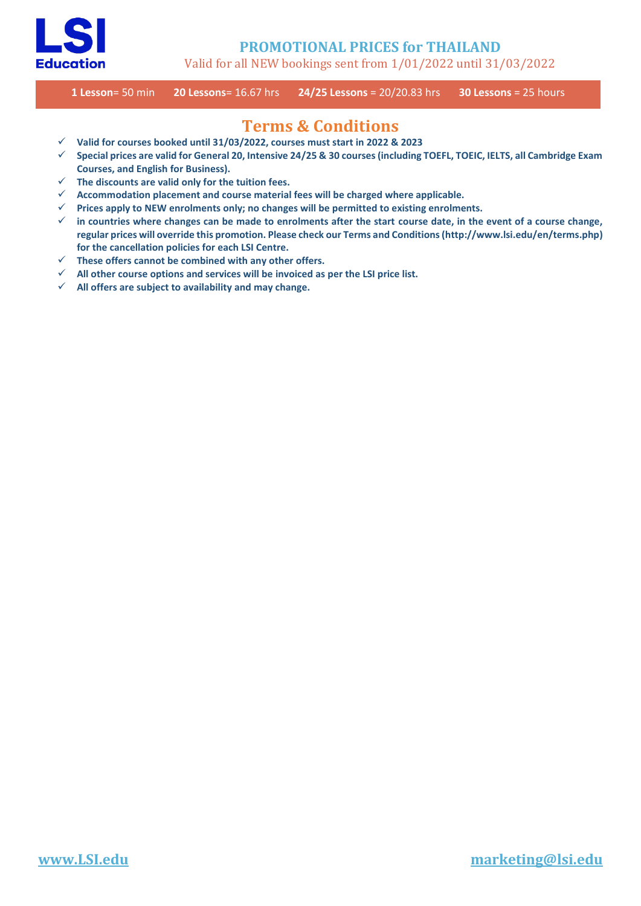**LSI Education**

## PROMOTIONAL PRICES for THAILAND

Valid for all NEW bookings sent from 1/01/2022 until 31/03/2022

**1 Lesson**= 50 min **20 Lessons**= 16.67 hrs **24/25 Lessons** = 20/20.83 hrs **30 Lessons** = 25 hours

## Terms & Conditions

- ✓ **Valid for courses booked until 31/03/2022, courses must start in 2022 & 2023**
- ✓ **Special prices are valid for General 20, Intensive 24/25 & 30 courses (including TOEFL, TOEIC, IELTS, all Cambridge Exam Courses, and English for Business).**
- ✓ **The discounts are valid only for the tuition fees.**
- ✓ **Accommodation placement and course material fees will be charged where applicable.**
- ✓ **Prices apply to NEW enrolments only; no changes will be permitted to existing enrolments.**
- ✓ **in countries where changes can be made to enrolments after the start course date, in the event of a course change, regular prices will override this promotion. Please check our Terms and Conditions (http://www.lsi.edu/en/terms.php) for the cancellation policies for each LSI Centre.**
- ✓ **These offers cannot be combined with any other offers.**
- ✓ **All other course options and services will be invoiced as per the LSI price list.**
- ✓ **All offers are subject to availability and may change.**

www.LSI.edu marketing@lsi.edu